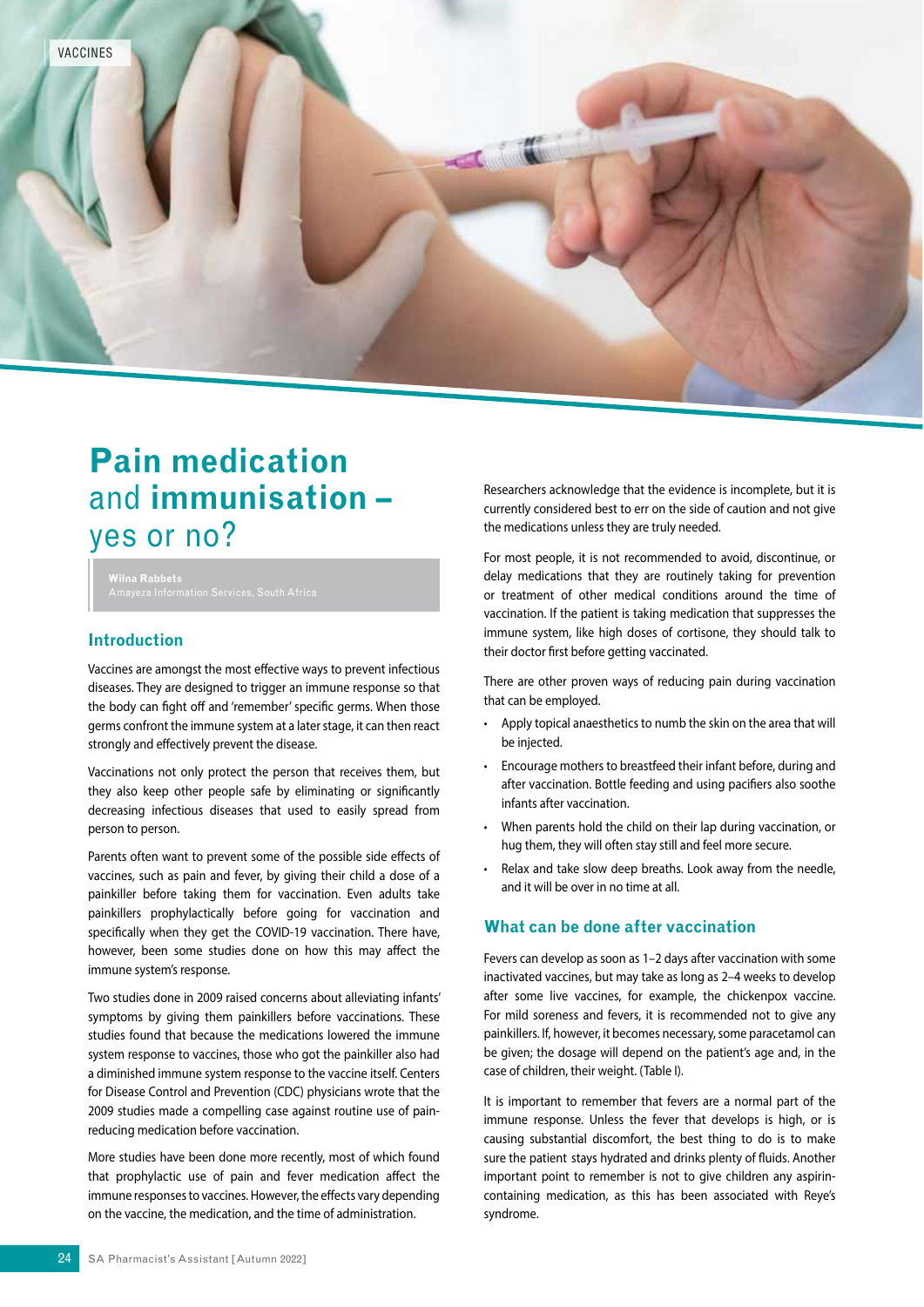VACCINES

# Pain medication and immunisation – yes or no?

**Wilna Rabbets**
Amayeza Information Services, South Africa

## Introduction

Vaccines are amongst the most effective ways to prevent infectious diseases. They are designed to trigger an immune response so that the body can fight off and 'remember' specific germs. When those germs confront the immune system at a later stage, it can then react strongly and effectively prevent the disease.

Vaccinations not only protect the person that receives them, but they also keep other people safe by eliminating or significantly decreasing infectious diseases that used to easily spread from person to person.

Parents often want to prevent some of the possible side effects of vaccines, such as pain and fever, by giving their child a dose of a painkiller before taking them for vaccination. Even adults take painkillers prophylactically before going for vaccination and specifically when they get the COVID-19 vaccination. There have, however, been some studies done on how this may affect the immune system's response.

Two studies done in 2009 raised concerns about alleviating infants' symptoms by giving them painkillers before vaccinations. These studies found that because the medications lowered the immune system response to vaccines, those who got the painkiller also had a diminished immune system response to the vaccine itself. Centers for Disease Control and Prevention (CDC) physicians wrote that the 2009 studies made a compelling case against routine use of pain-reducing medication before vaccination.

More studies have been done more recently, most of which found that prophylactic use of pain and fever medication affect the immune responses to vaccines. However, the effects vary depending on the vaccine, the medication, and the time of administration.

Researchers acknowledge that the evidence is incomplete, but it is currently considered best to err on the side of caution and not give the medications unless they are truly needed.

For most people, it is not recommended to avoid, discontinue, or delay medications that they are routinely taking for prevention or treatment of other medical conditions around the time of vaccination. If the patient is taking medication that suppresses the immune system, like high doses of cortisone, they should talk to their doctor first before getting vaccinated.

There are other proven ways of reducing pain during vaccination that can be employed.

- Apply topical anaesthetics to numb the skin on the area that will be injected.
- Encourage mothers to breastfeed their infant before, during and after vaccination. Bottle feeding and using pacifiers also soothe infants after vaccination.
- When parents hold the child on their lap during vaccination, or hug them, they will often stay still and feel more secure.
- Relax and take slow deep breaths. Look away from the needle, and it will be over in no time at all.

## What can be done after vaccination

Fevers can develop as soon as 1–2 days after vaccination with some inactivated vaccines, but may take as long as 2–4 weeks to develop after some live vaccines, for example, the chickenpox vaccine. For mild soreness and fevers, it is recommended not to give any painkillers. If, however, it becomes necessary, some paracetamol can be given; the dosage will depend on the patient's age and, in the case of children, their weight. (Table I).

It is important to remember that fevers are a normal part of the immune response. Unless the fever that develops is high, or is causing substantial discomfort, the best thing to do is to make sure the patient stays hydrated and drinks plenty of fluids. Another important point to remember is not to give children any aspirin-containing medication, as this has been associated with Reye's syndrome.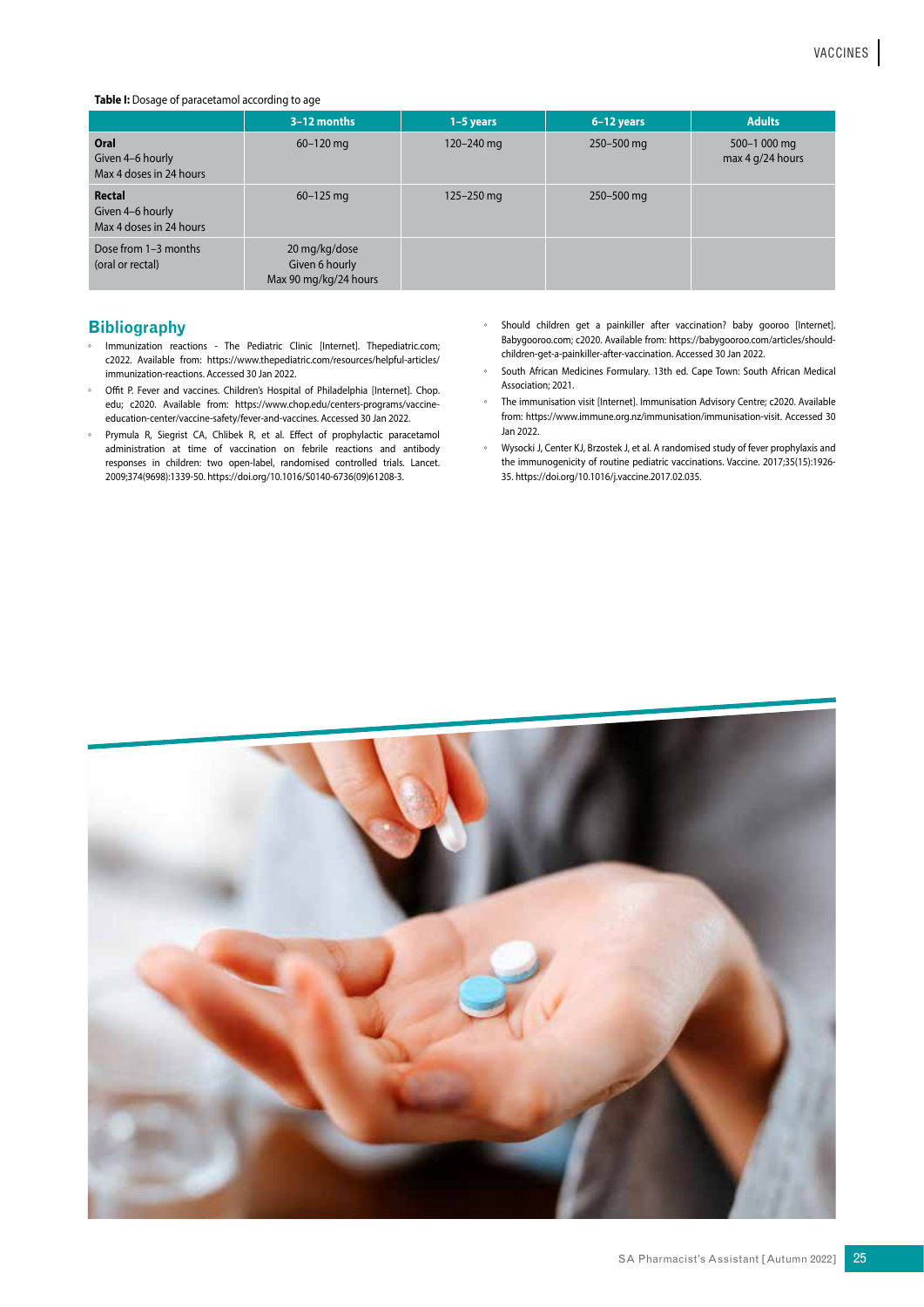**Table I:** Dosage of paracetamol according to age

| | 3–12 months | 1–5 years | 6–12 years | Adults |
|---|---|---|---|---|
| **Oral** Given 4–6 hourly Max 4 doses in 24 hours | 60–120 mg | 120–240 mg | 250–500 mg | 500–1 000 mg max 4 g/24 hours |
| **Rectal** Given 4–6 hourly Max 4 doses in 24 hours | 60–125 mg | 125–250 mg | 250–500 mg | |
| Dose from 1–3 months (oral or rectal) | 20 mg/kg/dose Given 6 hourly Max 90 mg/kg/24 hours | | | |

## Bibliography

- Immunization reactions - The Pediatric Clinic [Internet]. Thepediatric.com; c2022. Available from: https://www.thepediatric.com/resources/helpful-articles/immunization-reactions. Accessed 30 Jan 2022.
- Offit P. Fever and vaccines. Children's Hospital of Philadelphia [Internet]. Chop.edu; c2020. Available from: https://www.chop.edu/centers-programs/vaccine-education-center/vaccine-safety/fever-and-vaccines. Accessed 30 Jan 2022.
- Prymula R, Siegrist CA, Chlibek R, et al. Effect of prophylactic paracetamol administration at time of vaccination on febrile reactions and antibody responses in children: two open-label, randomised controlled trials. Lancet. 2009;374(9698):1339-50. https://doi.org/10.1016/S0140-6736(09)61208-3.
- Should children get a painkiller after vaccination? baby gooroo [Internet]. Babygooroo.com; c2020. Available from: https://babygooroo.com/articles/should-children-get-a-painkiller-after-vaccination. Accessed 30 Jan 2022.
- South African Medicines Formulary. 13th ed. Cape Town: South African Medical Association; 2021.
- The immunisation visit [Internet]. Immunisation Advisory Centre; c2020. Available from: https://www.immune.org.nz/immunisation/immunisation-visit. Accessed 30 Jan 2022.
- Wysocki J, Center KJ, Brzostek J, et al. A randomised study of fever prophylaxis and the immunogenicity of routine pediatric vaccinations. Vaccine. 2017;35(15):1926-35. https://doi.org/10.1016/j.vaccine.2017.02.035.